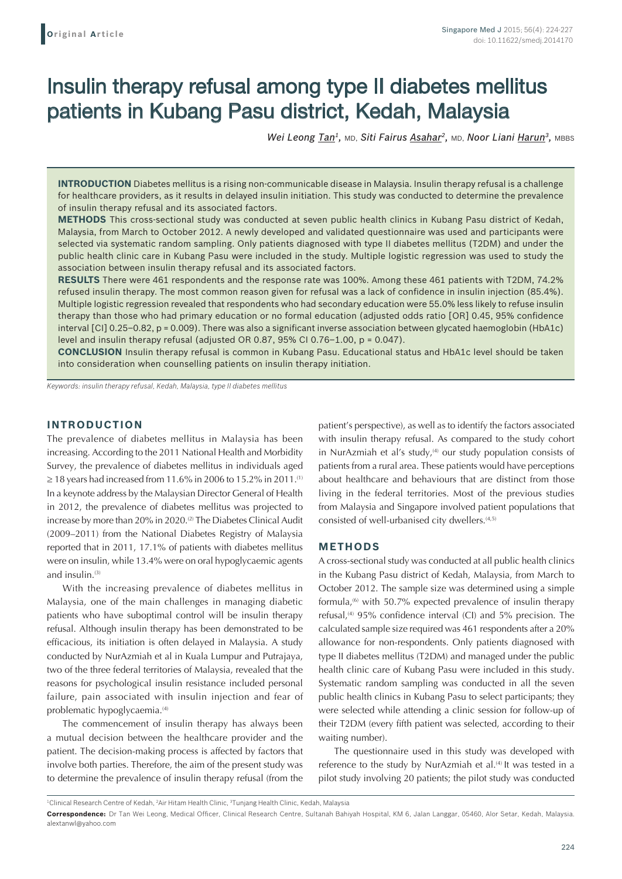**Original Article**

# Insulin therapy refusal among type II diabetes mellitus patients in Kubang Pasu district, Kedah, Malaysia

*Wei Leong Tan[1], MD, Siti Fairus Asahar[2], MD, Noor Liani Harun[3], MBBS*

**INTRODUCTION** Diabetes mellitus is a rising non-communicable disease in Malaysia. Insulin therapy refusal is a challenge for healthcare providers, as it results in delayed insulin initiation. This study was conducted to determine the prevalence of insulin therapy refusal and its associated factors.

**METHODS** This cross-sectional study was conducted at seven public health clinics in Kubang Pasu district of Kedah, Malaysia, from March to October 2012. A newly developed and validated questionnaire was used and participants were selected via systematic random sampling. Only patients diagnosed with type II diabetes mellitus (T2DM) and under the public health clinic care in Kubang Pasu were included in the study. Multiple logistic regression was used to study the association between insulin therapy refusal and its associated factors.

**RESULTS** There were 461 respondents and the response rate was 100%. Among these 461 patients with T2DM, 74.2% refused insulin therapy. The most common reason given for refusal was a lack of confidence in insulin injection (85.4%). Multiple logistic regression revealed that respondents who had secondary education were 55.0% less likely to refuse insulin therapy than those who had primary education or no formal education (adjusted odds ratio [OR] 0.45, 95% confidence interval [CI] 0.25–0.82, p = 0.009). There was also a significant inverse association between glycated haemoglobin (HbA1c) level and insulin therapy refusal (adjusted OR 0.87, 95% CI 0.76–1.00, p = 0.047).

**CONCLUSION** Insulin therapy refusal is common in Kubang Pasu. Educational status and HbA1c level should be taken into consideration when counselling patients on insulin therapy initiation.

*Keywords: insulin therapy refusal, Kedah, Malaysia, type II diabetes mellitus*

## INTRODUCTION

The prevalence of diabetes mellitus in Malaysia has been increasing. According to the 2011 National Health and Morbidity Survey, the prevalence of diabetes mellitus in individuals aged ≥ 18 years had increased from 11.6% in 2006 to 15.2% in 2011.[1] In a keynote address by the Malaysian Director General of Health in 2012, the prevalence of diabetes mellitus was projected to increase by more than 20% in 2020.[2] The Diabetes Clinical Audit (2009–2011) from the National Diabetes Registry of Malaysia reported that in 2011, 17.1% of patients with diabetes mellitus were on insulin, while 13.4% were on oral hypoglycaemic agents and insulin.[3]

With the increasing prevalence of diabetes mellitus in Malaysia, one of the main challenges in managing diabetic patients who have suboptimal control will be insulin therapy refusal. Although insulin therapy has been demonstrated to be efficacious, its initiation is often delayed in Malaysia. A study conducted by NurAzmiah et al in Kuala Lumpur and Putrajaya, two of the three federal territories of Malaysia, revealed that the reasons for psychological insulin resistance included personal failure, pain associated with insulin injection and fear of problematic hypoglycaemia.[4]

The commencement of insulin therapy has always been a mutual decision between the healthcare provider and the patient. The decision-making process is affected by factors that involve both parties. Therefore, the aim of the present study was to determine the prevalence of insulin therapy refusal (from the patient's perspective), as well as to identify the factors associated with insulin therapy refusal. As compared to the study cohort in NurAzmiah et al's study,[4] our study population consists of patients from a rural area. These patients would have perceptions about healthcare and behaviours that are distinct from those living in the federal territories. Most of the previous studies from Malaysia and Singapore involved patient populations that consisted of well-urbanised city dwellers.[4,5]

## METHODS

A cross-sectional study was conducted at all public health clinics in the Kubang Pasu district of Kedah, Malaysia, from March to October 2012. The sample size was determined using a simple formula,[6] with 50.7% expected prevalence of insulin therapy refusal,[4] 95% confidence interval (CI) and 5% precision. The calculated sample size required was 461 respondents after a 20% allowance for non-respondents. Only patients diagnosed with type II diabetes mellitus (T2DM) and managed under the public health clinic care of Kubang Pasu were included in this study. Systematic random sampling was conducted in all the seven public health clinics in Kubang Pasu to select participants; they were selected while attending a clinic session for follow-up of their T2DM (every fifth patient was selected, according to their waiting number).

The questionnaire used in this study was developed with reference to the study by NurAzmiah et al.[4] It was tested in a pilot study involving 20 patients; the pilot study was conducted

---

[1]Clinical Research Centre of Kedah, [2]Air Hitam Health Clinic, [3]Tunjang Health Clinic, Kedah, Malaysia

**Correspondence:** Dr Tan Wei Leong, Medical Officer, Clinical Research Centre, Sultanah Bahiyah Hospital, KM 6, Jalan Langgar, 05460, Alor Setar, Kedah, Malaysia. alextanwl@yahoo.com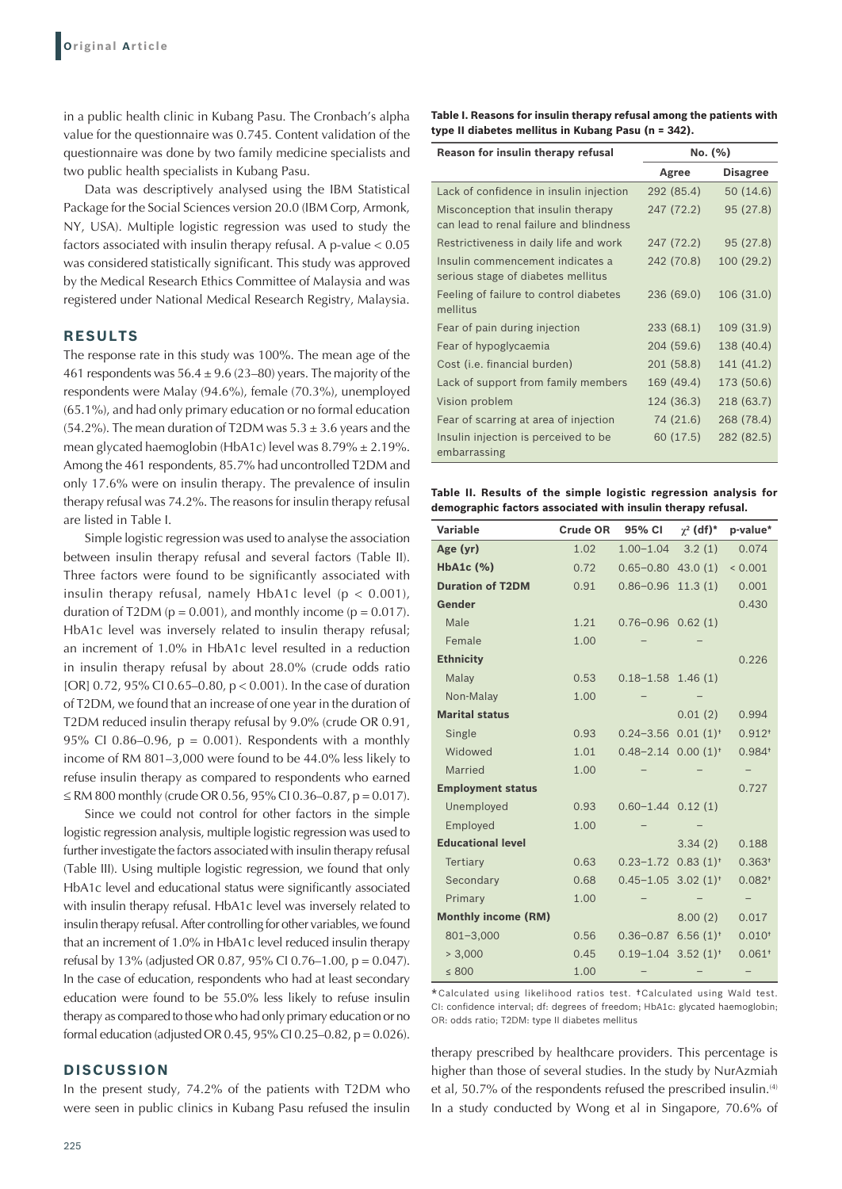in a public health clinic in Kubang Pasu. The Cronbach's alpha value for the questionnaire was 0.745. Content validation of the questionnaire was done by two family medicine specialists and two public health specialists in Kubang Pasu.

Data was descriptively analysed using the IBM Statistical Package for the Social Sciences version 20.0 (IBM Corp, Armonk, NY, USA). Multiple logistic regression was used to study the factors associated with insulin therapy refusal. A p-value < 0.05 was considered statistically significant. This study was approved by the Medical Research Ethics Committee of Malaysia and was registered under National Medical Research Registry, Malaysia.

## RESULTS

The response rate in this study was 100%. The mean age of the 461 respondents was 56.4 ± 9.6 (23–80) years. The majority of the respondents were Malay (94.6%), female (70.3%), unemployed (65.1%), and had only primary education or no formal education (54.2%). The mean duration of T2DM was 5.3 ± 3.6 years and the mean glycated haemoglobin (HbA1c) level was 8.79% ± 2.19%. Among the 461 respondents, 85.7% had uncontrolled T2DM and only 17.6% were on insulin therapy. The prevalence of insulin therapy refusal was 74.2%. The reasons for insulin therapy refusal are listed in Table I.

Simple logistic regression was used to analyse the association between insulin therapy refusal and several factors (Table II). Three factors were found to be significantly associated with insulin therapy refusal, namely HbA1c level (p < 0.001), duration of T2DM (p = 0.001), and monthly income (p = 0.017). HbA1c level was inversely related to insulin therapy refusal; an increment of 1.0% in HbA1c level resulted in a reduction in insulin therapy refusal by about 28.0% (crude odds ratio [OR] 0.72, 95% CI 0.65–0.80, p < 0.001). In the case of duration of T2DM, we found that an increase of one year in the duration of T2DM reduced insulin therapy refusal by 9.0% (crude OR 0.91, 95% CI 0.86–0.96, p = 0.001). Respondents with a monthly income of RM 801–3,000 were found to be 44.0% less likely to refuse insulin therapy as compared to respondents who earned ≤ RM 800 monthly (crude OR 0.56, 95% CI 0.36–0.87, p = 0.017).

Since we could not control for other factors in the simple logistic regression analysis, multiple logistic regression was used to further investigate the factors associated with insulin therapy refusal (Table III). Using multiple logistic regression, we found that only HbA1c level and educational status were significantly associated with insulin therapy refusal. HbA1c level was inversely related to insulin therapy refusal. After controlling for other variables, we found that an increment of 1.0% in HbA1c level reduced insulin therapy refusal by 13% (adjusted OR 0.87, 95% CI 0.76–1.00, p = 0.047). In the case of education, respondents who had at least secondary education were found to be 55.0% less likely to refuse insulin therapy as compared to those who had only primary education or no formal education (adjusted OR 0.45, 95% CI 0.25–0.82, p = 0.026).

**Table I. Reasons for insulin therapy refusal among the patients with type II diabetes mellitus in Kubang Pasu (n = 342).**

| Reason for insulin therapy refusal | No. (%) | |
|---|---|---|
| | Agree | Disagree |
| Lack of confidence in insulin injection | 292 (85.4) | 50 (14.6) |
| Misconception that insulin therapy can lead to renal failure and blindness | 247 (72.2) | 95 (27.8) |
| Restrictiveness in daily life and work | 247 (72.2) | 95 (27.8) |
| Insulin commencement indicates a serious stage of diabetes mellitus | 242 (70.8) | 100 (29.2) |
| Feeling of failure to control diabetes mellitus | 236 (69.0) | 106 (31.0) |
| Fear of pain during injection | 233 (68.1) | 109 (31.9) |
| Fear of hypoglycaemia | 204 (59.6) | 138 (40.4) |
| Cost (i.e. financial burden) | 201 (58.8) | 141 (41.2) |
| Lack of support from family members | 169 (49.4) | 173 (50.6) |
| Vision problem | 124 (36.3) | 218 (63.7) |
| Fear of scarring at area of injection | 74 (21.6) | 268 (78.4) |
| Insulin injection is perceived to be embarrassing | 60 (17.5) | 282 (82.5) |

**Table II. Results of the simple logistic regression analysis for demographic factors associated with insulin therapy refusal.**

| Variable | Crude OR | 95% CI | $\chi^2$ (df)* | p-value* |
|---|---|---|---|---|
| **Age (yr)** | 1.02 | 1.00–1.04 | 3.2 (1) | 0.074 |
| **HbA1c (%)** | 0.72 | 0.65–0.80 | 43.0 (1) | < 0.001 |
| **Duration of T2DM** | 0.91 | 0.86–0.96 | 11.3 (1) | 0.001 |
| **Gender** | | | | 0.430 |
| Male | 1.21 | 0.76–0.96 | 0.62 (1) | |
| Female | 1.00 | – | – | |
| **Ethnicity** | | | | 0.226 |
| Malay | 0.53 | 0.18–1.58 | 1.46 (1) | |
| Non-Malay | 1.00 | – | – | |
| **Marital status** | | | 0.01 (2) | 0.994 |
| Single | 0.93 | 0.24–3.56 | 0.01 (1)† | 0.912† |
| Widowed | 1.01 | 0.48–2.14 | 0.00 (1)† | 0.984† |
| Married | 1.00 | – | – | – |
| **Employment status** | | | | 0.727 |
| Unemployed | 0.93 | 0.60–1.44 | 0.12 (1) | |
| Employed | 1.00 | – | – | |
| **Educational level** | | | 3.34 (2) | 0.188 |
| Tertiary | 0.63 | 0.23–1.72 | 0.83 (1)† | 0.363† |
| Secondary | 0.68 | 0.45–1.05 | 3.02 (1)† | 0.082† |
| Primary | 1.00 | – | – | – |
| **Monthly income (RM)** | | | 8.00 (2) | 0.017 |
| 801–3,000 | 0.56 | 0.36–0.87 | 6.56 (1)† | 0.010† |
| > 3,000 | 0.45 | 0.19–1.04 | 3.52 (1)† | 0.061† |
| ≤ 800 | 1.00 | – | – | – |

*Calculated using likelihood ratios test. †Calculated using Wald test. CI: confidence interval; df: degrees of freedom; HbA1c: glycated haemoglobin; OR: odds ratio; T2DM: type II diabetes mellitus

## DISCUSSION

In the present study, 74.2% of the patients with T2DM who were seen in public clinics in Kubang Pasu refused the insulin therapy prescribed by healthcare providers. This percentage is higher than those of several studies. In the study by NurAzmiah et al, 50.7% of the respondents refused the prescribed insulin.[4] In a study conducted by Wong et al in Singapore, 70.6% of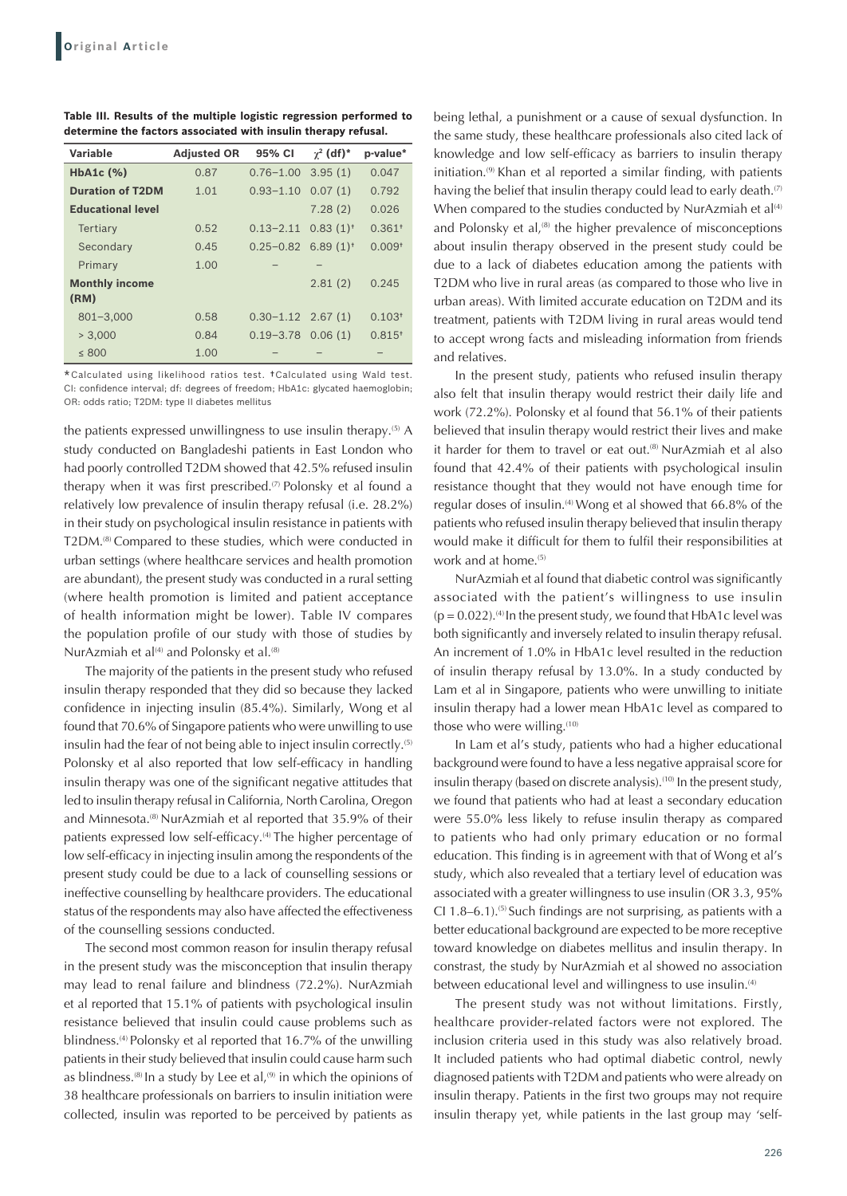**Table III. Results of the multiple logistic regression performed to determine the factors associated with insulin therapy refusal.**

| Variable | Adjusted OR | 95% CI | $\chi^2$ (df)* | p-value* |
|---|---|---|---|---|
| **HbA1c (%)** | 0.87 | 0.76–1.00 | 3.95 (1) | 0.047 |
| **Duration of T2DM** | 1.01 | 0.93–1.10 | 0.07 (1) | 0.792 |
| **Educational level** | | | 7.28 (2) | 0.026 |
| Tertiary | 0.52 | 0.13–2.11 | 0.83 (1)† | 0.361† |
| Secondary | 0.45 | 0.25–0.82 | 6.89 (1)† | 0.009† |
| Primary | 1.00 | – | – | |
| **Monthly income (RM)** | | | 2.81 (2) | 0.245 |
| 801–3,000 | 0.58 | 0.30–1.12 | 2.67 (1) | 0.103† |
| > 3,000 | 0.84 | 0.19–3.78 | 0.06 (1) | 0.815† |
| ≤ 800 | 1.00 | – | – | – |

*Calculated using likelihood ratios test. †Calculated using Wald test. CI: confidence interval; df: degrees of freedom; HbA1c: glycated haemoglobin; OR: odds ratio; T2DM: type II diabetes mellitus

the patients expressed unwillingness to use insulin therapy.[5] A study conducted on Bangladeshi patients in East London who had poorly controlled T2DM showed that 42.5% refused insulin therapy when it was first prescribed.[7] Polonsky et al found a relatively low prevalence of insulin therapy refusal (i.e. 28.2%) in their study on psychological insulin resistance in patients with T2DM.[8] Compared to these studies, which were conducted in urban settings (where healthcare services and health promotion are abundant), the present study was conducted in a rural setting (where health promotion is limited and patient acceptance of health information might be lower). Table IV compares the population profile of our study with those of studies by NurAzmiah et al[4] and Polonsky et al.[8]

The majority of the patients in the present study who refused insulin therapy responded that they did so because they lacked confidence in injecting insulin (85.4%). Similarly, Wong et al found that 70.6% of Singapore patients who were unwilling to use insulin had the fear of not being able to inject insulin correctly.[5] Polonsky et al also reported that low self-efficacy in handling insulin therapy was one of the significant negative attitudes that led to insulin therapy refusal in California, North Carolina, Oregon and Minnesota.[8] NurAzmiah et al reported that 35.9% of their patients expressed low self-efficacy.[4] The higher percentage of low self-efficacy in injecting insulin among the respondents of the present study could be due to a lack of counselling sessions or ineffective counselling by healthcare providers. The educational status of the respondents may also have affected the effectiveness of the counselling sessions conducted.

The second most common reason for insulin therapy refusal in the present study was the misconception that insulin therapy may lead to renal failure and blindness (72.2%). NurAzmiah et al reported that 15.1% of patients with psychological insulin resistance believed that insulin could cause problems such as blindness.[4] Polonsky et al reported that 16.7% of the unwilling patients in their study believed that insulin could cause harm such as blindness.[8] In a study by Lee et al,[9] in which the opinions of 38 healthcare professionals on barriers to insulin initiation were collected, insulin was reported to be perceived by patients as being lethal, a punishment or a cause of sexual dysfunction. In the same study, these healthcare professionals also cited lack of knowledge and low self-efficacy as barriers to insulin therapy initiation.[9] Khan et al reported a similar finding, with patients having the belief that insulin therapy could lead to early death.[7] When compared to the studies conducted by NurAzmiah et al[4] and Polonsky et al,[8] the higher prevalence of misconceptions about insulin therapy observed in the present study could be due to a lack of diabetes education among the patients with T2DM who live in rural areas (as compared to those who live in urban areas). With limited accurate education on T2DM and its treatment, patients with T2DM living in rural areas would tend to accept wrong facts and misleading information from friends and relatives.

In the present study, patients who refused insulin therapy also felt that insulin therapy would restrict their daily life and work (72.2%). Polonsky et al found that 56.1% of their patients believed that insulin therapy would restrict their lives and make it harder for them to travel or eat out.[8] NurAzmiah et al also found that 42.4% of their patients with psychological insulin resistance thought that they would not have enough time for regular doses of insulin.[4] Wong et al showed that 66.8% of the patients who refused insulin therapy believed that insulin therapy would make it difficult for them to fulfil their responsibilities at work and at home.[5]

NurAzmiah et al found that diabetic control was significantly associated with the patient's willingness to use insulin ($p = 0.022$).[4] In the present study, we found that HbA1c level was both significantly and inversely related to insulin therapy refusal. An increment of 1.0% in HbA1c level resulted in the reduction of insulin therapy refusal by 13.0%. In a study conducted by Lam et al in Singapore, patients who were unwilling to initiate insulin therapy had a lower mean HbA1c level as compared to those who were willing.[10]

In Lam et al's study, patients who had a higher educational background were found to have a less negative appraisal score for insulin therapy (based on discrete analysis).[10] In the present study, we found that patients who had at least a secondary education were 55.0% less likely to refuse insulin therapy as compared to patients who had only primary education or no formal education. This finding is in agreement with that of Wong et al's study, which also revealed that a tertiary level of education was associated with a greater willingness to use insulin (OR 3.3, 95% CI 1.8–6.1).[5] Such findings are not surprising, as patients with a better educational background are expected to be more receptive toward knowledge on diabetes mellitus and insulin therapy. In constrast, the study by NurAzmiah et al showed no association between educational level and willingness to use insulin.[4]

The present study was not without limitations. Firstly, healthcare provider-related factors were not explored. The inclusion criteria used in this study was also relatively broad. It included patients who had optimal diabetic control, newly diagnosed patients with T2DM and patients who were already on insulin therapy. Patients in the first two groups may not require insulin therapy yet, while patients in the last group may 'self-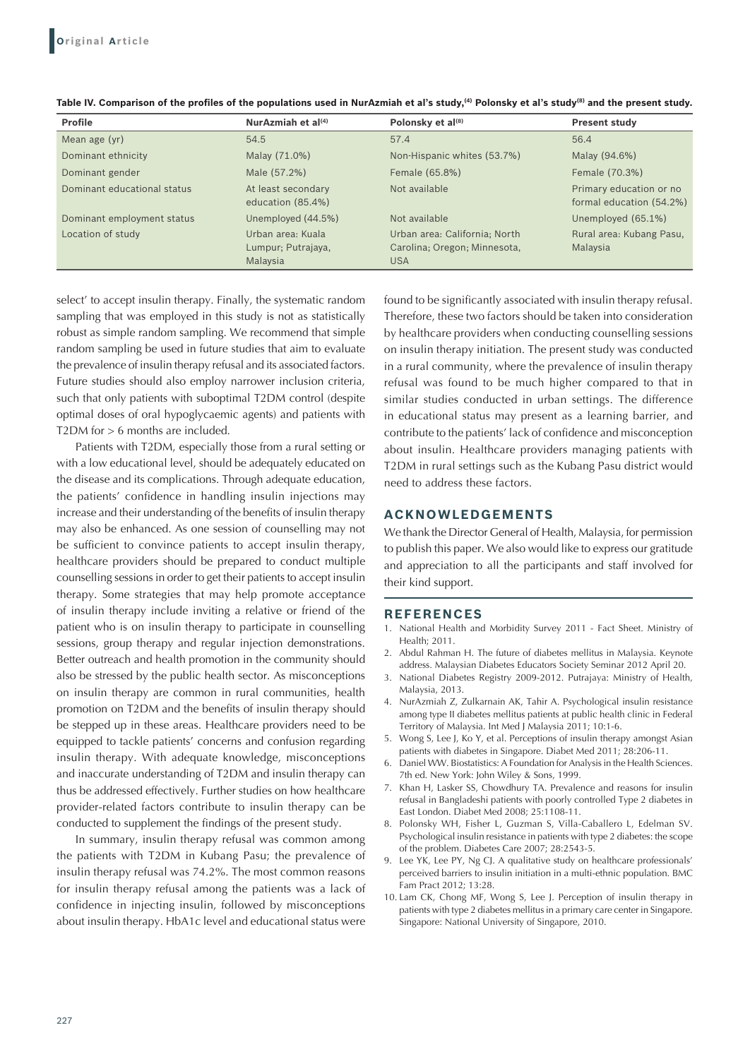**Table IV. Comparison of the profiles of the populations used in NurAzmiah et al's study,[4] Polonsky et al's study[8] and the present study.**

| Profile | NurAzmiah et al[4] | Polonsky et al[8] | Present study |
|---|---|---|---|
| Mean age (yr) | 54.5 | 57.4 | 56.4 |
| Dominant ethnicity | Malay (71.0%) | Non-Hispanic whites (53.7%) | Malay (94.6%) |
| Dominant gender | Male (57.2%) | Female (65.8%) | Female (70.3%) |
| Dominant educational status | At least secondary education (85.4%) | Not available | Primary education or no formal education (54.2%) |
| Dominant employment status | Unemployed (44.5%) | Not available | Unemployed (65.1%) |
| Location of study | Urban area: Kuala Lumpur; Putrajaya, Malaysia | Urban area: California; North Carolina; Oregon; Minnesota, USA | Rural area: Kubang Pasu, Malaysia |

select' to accept insulin therapy. Finally, the systematic random sampling that was employed in this study is not as statistically robust as simple random sampling. We recommend that simple random sampling be used in future studies that aim to evaluate the prevalence of insulin therapy refusal and its associated factors. Future studies should also employ narrower inclusion criteria, such that only patients with suboptimal T2DM control (despite optimal doses of oral hypoglycaemic agents) and patients with T2DM for > 6 months are included.

Patients with T2DM, especially those from a rural setting or with a low educational level, should be adequately educated on the disease and its complications. Through adequate education, the patients' confidence in handling insulin injections may increase and their understanding of the benefits of insulin therapy may also be enhanced. As one session of counselling may not be sufficient to convince patients to accept insulin therapy, healthcare providers should be prepared to conduct multiple counselling sessions in order to get their patients to accept insulin therapy. Some strategies that may help promote acceptance of insulin therapy include inviting a relative or friend of the patient who is on insulin therapy to participate in counselling sessions, group therapy and regular injection demonstrations. Better outreach and health promotion in the community should also be stressed by the public health sector. As misconceptions on insulin therapy are common in rural communities, health promotion on T2DM and the benefits of insulin therapy should be stepped up in these areas. Healthcare providers need to be equipped to tackle patients' concerns and confusion regarding insulin therapy. With adequate knowledge, misconceptions and inaccurate understanding of T2DM and insulin therapy can thus be addressed effectively. Further studies on how healthcare provider-related factors contribute to insulin therapy can be conducted to supplement the findings of the present study.

In summary, insulin therapy refusal was common among the patients with T2DM in Kubang Pasu; the prevalence of insulin therapy refusal was 74.2%. The most common reasons for insulin therapy refusal among the patients was a lack of confidence in injecting insulin, followed by misconceptions about insulin therapy. HbA1c level and educational status were found to be significantly associated with insulin therapy refusal. Therefore, these two factors should be taken into consideration by healthcare providers when conducting counselling sessions on insulin therapy initiation. The present study was conducted in a rural community, where the prevalence of insulin therapy refusal was found to be much higher compared to that in similar studies conducted in urban settings. The difference in educational status may present as a learning barrier, and contribute to the patients' lack of confidence and misconception about insulin. Healthcare providers managing patients with T2DM in rural settings such as the Kubang Pasu district would need to address these factors.

## ACKNOWLEDGEMENTS

We thank the Director General of Health, Malaysia, for permission to publish this paper. We also would like to express our gratitude and appreciation to all the participants and staff involved for their kind support.

## REFERENCES

1. National Health and Morbidity Survey 2011 - Fact Sheet. Ministry of Health; 2011.
2. Abdul Rahman H. The future of diabetes mellitus in Malaysia. Keynote address. Malaysian Diabetes Educators Society Seminar 2012 April 20.
3. National Diabetes Registry 2009-2012. Putrajaya: Ministry of Health, Malaysia, 2013.
4. NurAzmiah Z, Zulkarnain AK, Tahir A. Psychological insulin resistance among type II diabetes mellitus patients at public health clinic in Federal Territory of Malaysia. Int Med J Malaysia 2011; 10:1-6.
5. Wong S, Lee J, Ko Y, et al. Perceptions of insulin therapy amongst Asian patients with diabetes in Singapore. Diabet Med 2011; 28:206-11.
6. Daniel WW. Biostatistics: A Foundation for Analysis in the Health Sciences. 7th ed. New York: John Wiley & Sons, 1999.
7. Khan H, Lasker SS, Chowdhury TA. Prevalence and reasons for insulin refusal in Bangladeshi patients with poorly controlled Type 2 diabetes in East London. Diabet Med 2008; 25:1108-11.
8. Polonsky WH, Fisher L, Guzman S, Villa-Caballero L, Edelman SV. Psychological insulin resistance in patients with type 2 diabetes: the scope of the problem. Diabetes Care 2007; 28:2543-5.
9. Lee YK, Lee PY, Ng CJ. A qualitative study on healthcare professionals' perceived barriers to insulin initiation in a multi-ethnic population. BMC Fam Pract 2012; 13:28.
10. Lam CK, Chong MF, Wong S, Lee J. Perception of insulin therapy in patients with type 2 diabetes mellitus in a primary care center in Singapore. Singapore: National University of Singapore, 2010.